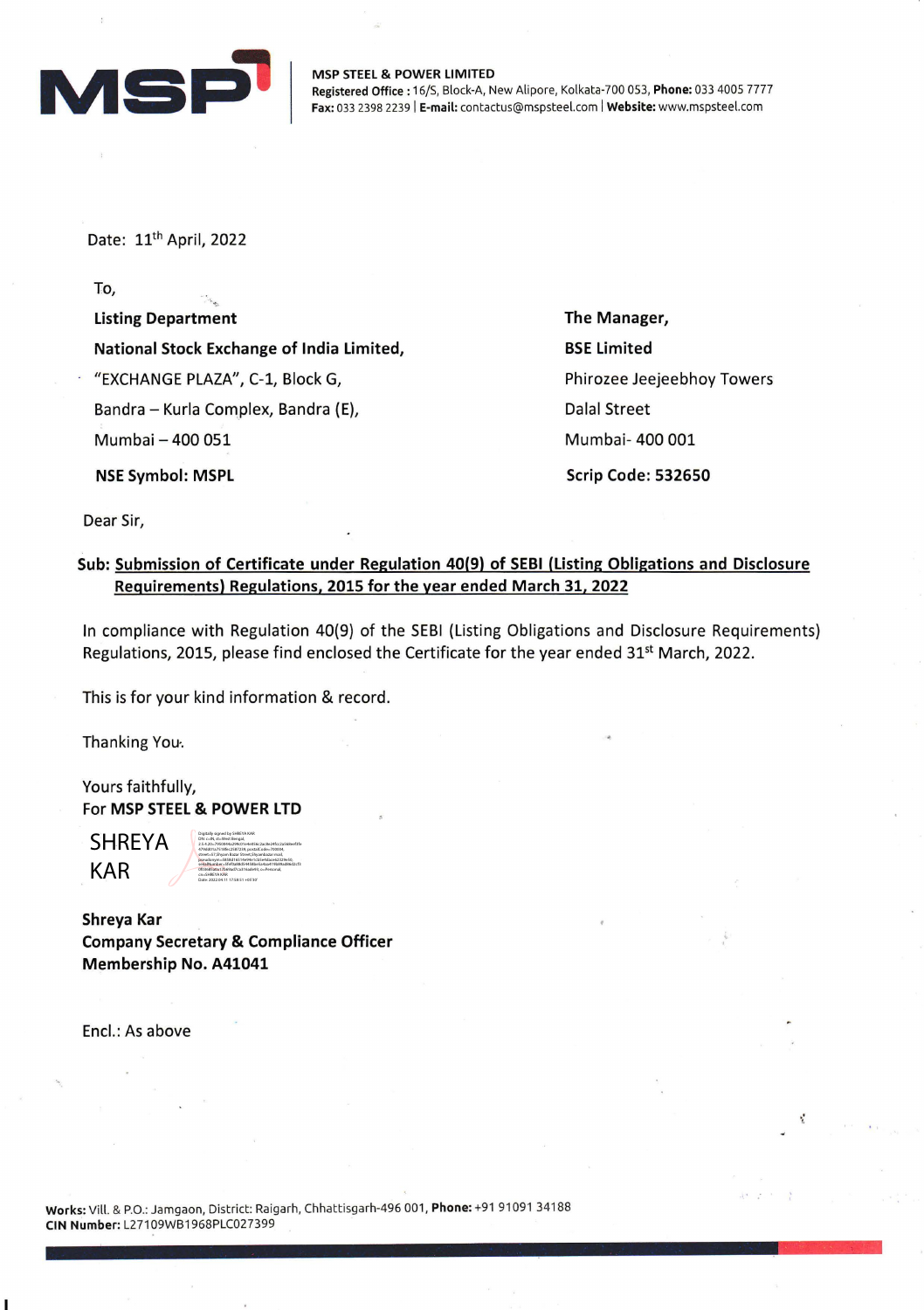**MSP STEEL & POWER LIMITED**
**Registered Office :** 16/S, Block-A, New Alipore, Kolkata-700 053, **Phone:** 033 4005 7777
**Fax:** 033 2398 2239 | **E-mail:** contactus@mspsteel.com | **Website:** www.mspsteel.com

Date: 11th April, 2022

To,

**Listing Department**
**National Stock Exchange of India Limited,**
"EXCHANGE PLAZA", C-1, Block G,
Bandra – Kurla Complex, Bandra (E),
Mumbai – 400 051

**NSE Symbol: MSPL**

**The Manager,**
**BSE Limited**
Phirozee Jeejeebhoy Towers
Dalal Street
Mumbai- 400 001

**Scrip Code: 532650**

Dear Sir,

**Sub: Submission of Certificate under Regulation 40(9) of SEBI (Listing Obligations and Disclosure Requirements) Regulations, 2015 for the year ended March 31, 2022**

In compliance with Regulation 40(9) of the SEBI (Listing Obligations and Disclosure Requirements) Regulations, 2015, please find enclosed the Certificate for the year ended 31st March, 2022.

This is for your kind information & record.

Thanking You.

Yours faithfully,
For **MSP STEEL & POWER LTD**

SHREYA KAR

**Shreya Kar**
**Company Secretary & Compliance Officer**
**Membership No. A41041**

Encl.: As above

**Works:** Vill. & P.O.: Jamgaon, District: Raigarh, Chhattisgarh-496 001, **Phone:** +91 91091 34188
**CIN Number:** L27109WB1968PLC027399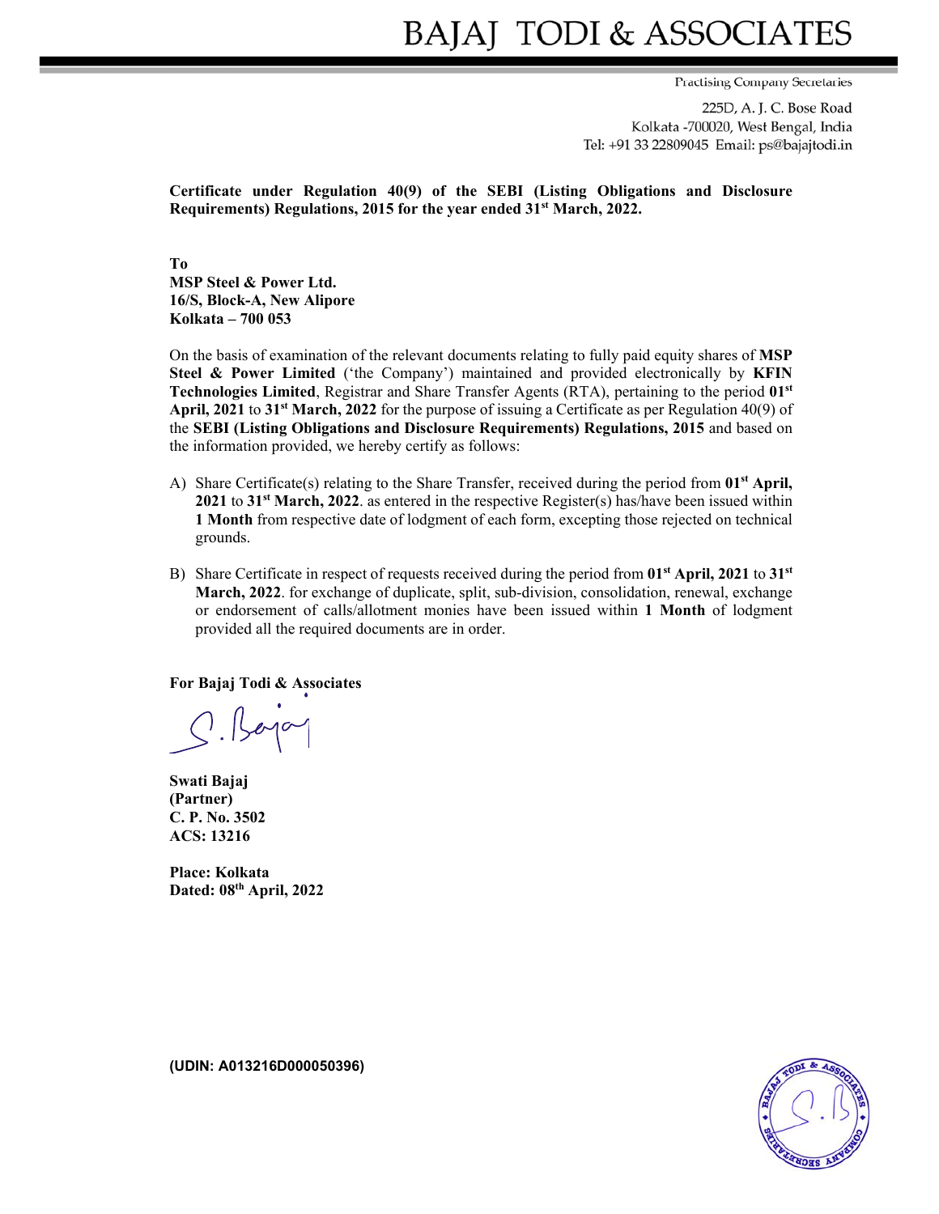# BAJAJ TODI & ASSOCIATES

Practising Company Secretaries

225D, A. J. C. Bose Road
Kolkata -700020, West Bengal, India
Tel: +91 33 22809045 Email: ps@bajajtodi.in

**Certificate under Regulation 40(9) of the SEBI (Listing Obligations and Disclosure Requirements) Regulations, 2015 for the year ended 31st March, 2022.**

**To**
**MSP Steel & Power Ltd.**
**16/S, Block-A, New Alipore**
**Kolkata – 700 053**

On the basis of examination of the relevant documents relating to fully paid equity shares of **MSP Steel & Power Limited** ('the Company') maintained and provided electronically by **KFIN Technologies Limited**, Registrar and Share Transfer Agents (RTA), pertaining to the period **01st April, 2021** to **31st March, 2022** for the purpose of issuing a Certificate as per Regulation 40(9) of the **SEBI (Listing Obligations and Disclosure Requirements) Regulations, 2015** and based on the information provided, we hereby certify as follows:

A) Share Certificate(s) relating to the Share Transfer, received during the period from **01st April, 2021** to **31st March, 2022**. as entered in the respective Register(s) has/have been issued within **1 Month** from respective date of lodgment of each form, excepting those rejected on technical grounds.

B) Share Certificate in respect of requests received during the period from **01st April, 2021** to **31st March, 2022**. for exchange of duplicate, split, sub-division, consolidation, renewal, exchange or endorsement of calls/allotment monies have been issued within **1 Month** of lodgment provided all the required documents are in order.

**For Bajaj Todi & Associates**

**Swati Bajaj**
**(Partner)**
**C. P. No. 3502**
**ACS: 13216**

**Place: Kolkata**
**Dated: 08th April, 2022**

**(UDIN: A013216D000050396)**